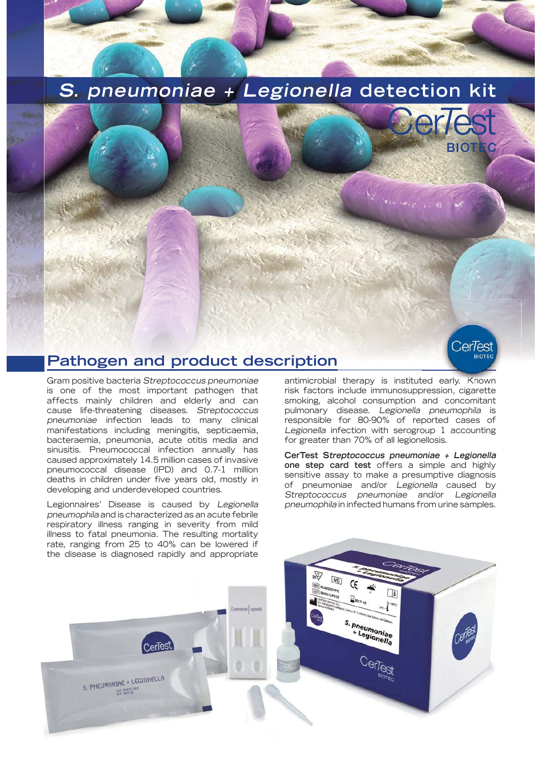# *S. pneumoniae + Legionella* detection kit

CerTest BIOTEC

## Pathogen and product description

Gram positive bacteria *Streptococcus pneumoniae* is one of the most important pathogen that affects mainly children and elderly and can cause life-threatening diseases. *Streptococcus pneumoniae* infection leads to many clinical manifestations including meningitis, septicaemia, bacteraemia, pneumonia, acute otitis media and sinusitis. Pneumococcal infection annually has caused approximately 14.5 million cases of invasive pneumococcal disease (IPD) and 0.7-1 million deaths in children under five years old, mostly in developing and underdeveloped countries.

Legionnaires' Disease is caused by *Legionella pneumophila* and is characterized as an acute febrile respiratory illness ranging in severity from mild illness to fatal pneumonia. The resulting mortality rate, ranging from 25 to 40% can be lowered if the disease is diagnosed rapidly and appropriate antimicrobial therapy is instituted early. Known risk factors include immunosuppression, cigarette smoking, alcohol consumption and concomitant pulmonary disease. *Legionella pneumophila* is responsible for 80-90% of reported cases of *Legionella* infection with serogroup 1 accounting for greater than 70% of all legionellosis.

**CerTest S*treptococcus pneumoniae + Legionella* one step card test** offers a simple and highly sensitive assay to make a presumptive diagnosis of pneumoniae and/or *Legionella* caused by *Streptococcus pneumoniae* and/or *Legionella pneumophila* in infected humans from urine samples.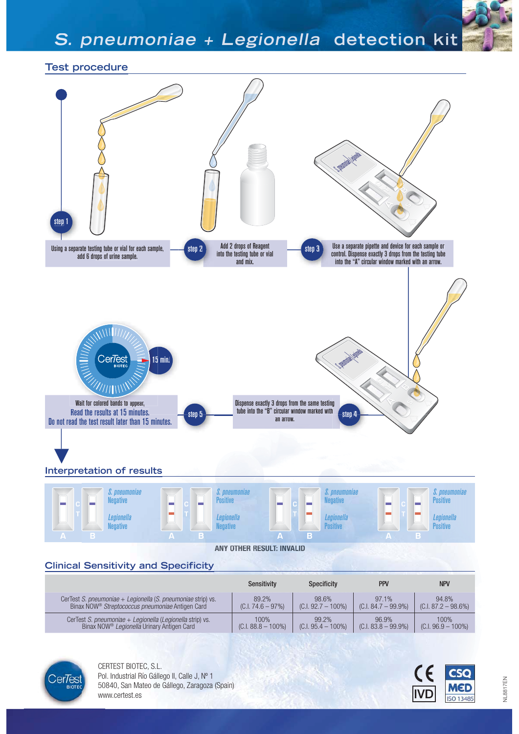# *S. pneumoniae + Legionella* detection kit

## Test procedure

**step 1** Using a separate testing tube or vial for each sample, add 6 drops of urine sample.

**step 2** Add 2 drops of Reagent into the testing tube or vial and mix.

**step 3** Use a separate pipette and device for each sample or control. Dispense exactly 3 drops from the testing tube into the "A" circular window marked with an arrow.

**step 4** Dispense exactly 3 drops from the same testing tube into the "B" circular window marked with an arrow.

**step 5** Wait for colored bands to appear. Read the results at 15 minutes. Do not read the test result later than 15 minutes.

15 min.

## Interpretation of results

*S. pneumoniae* Negative
*Legionella* Negative

*S. pneumoniae* Positive
*Legionella* Negative

*S. pneumoniae* Negative
*Legionella* Positive

*S. pneumoniae* Positive
*Legionella* Positive

**ANY OTHER RESULT: INVALID**

## Clinical Sensitivity and Specificity

| | Sensitivity | Specificity | PPV | NPV |
|---|---|---|---|---|
| CerTest *S. pneumoniae + Legionella* (*S. pneumoniae* strip) vs. Binax NOW® *Streptococcus pneumoniae* Antigen Card | 89.2% (C.I. 74.6 – 97%) | 98.6% (C.I. 92.7 – 100%) | 97.1% (C.I. 84.7 – 99.9%) | 94.8% (C.I. 87.2 – 98.6%) |
| CerTest *S. pneumoniae + Legionella* (*Legionella* strip) vs. Binax NOW® *Legionella* Urinary Antigen Card | 100% (C.I. 88.8 – 100%) | 99.2% (C.I. 95.4 – 100%) | 96.9% (C.I. 83.8 – 99.9%) | 100% (C.I. 96.9 – 100%) |

CERTEST BIOTEC, S.L.
Pol. Industrial Río Gállego II, Calle J, Nº 1
50840, San Mateo de Gállego, Zaragoza (Spain)
www.certest.es

CE IVD CSQ MED ISO 13485

NL8817EN